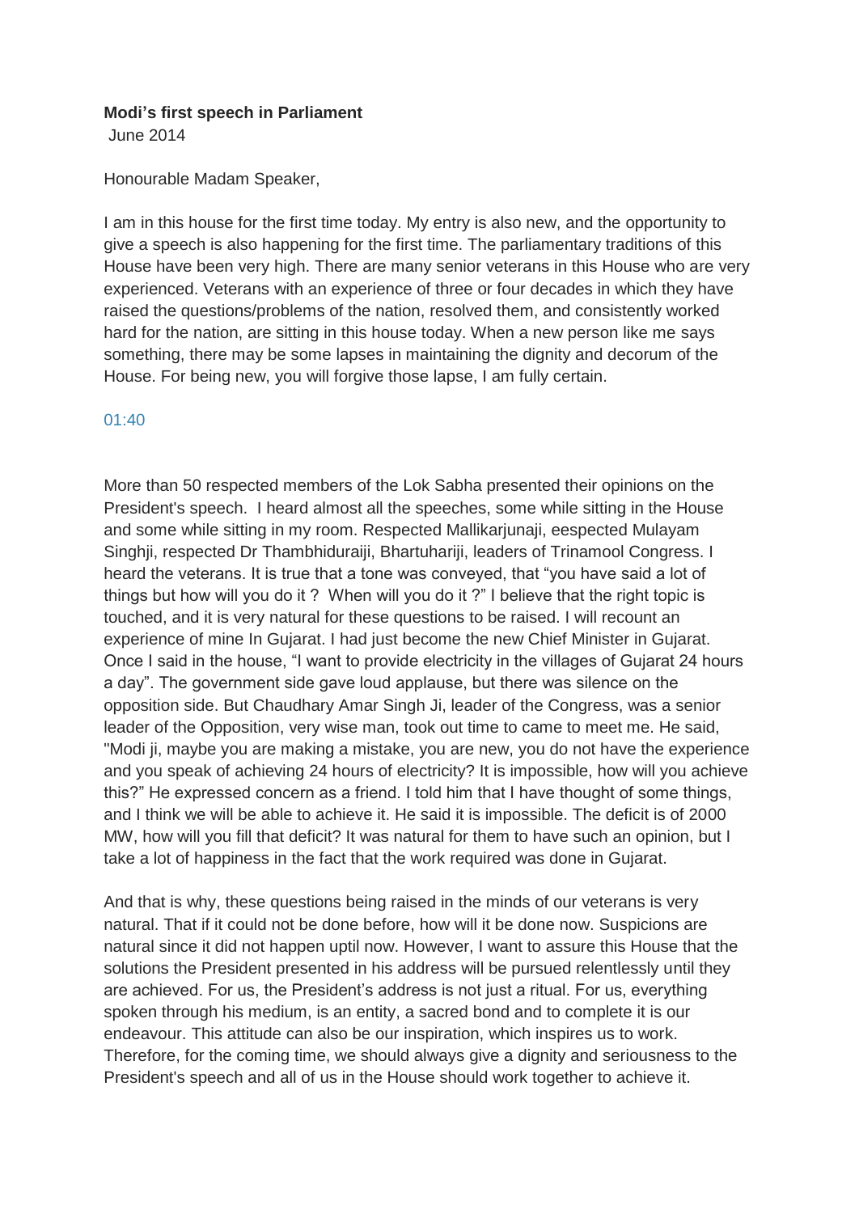**Modi's first speech in Parliament**

June 2014

Honourable Madam Speaker,

I am in this house for the first time today. My entry is also new, and the opportunity to give a speech is also happening for the first time. The parliamentary traditions of this House have been very high. There are many senior veterans in this House who are very experienced. Veterans with an experience of three or four decades in which they have raised the questions/problems of the nation, resolved them, and consistently worked hard for the nation, are sitting in this house today. When a new person like me says something, there may be some lapses in maintaining the dignity and decorum of the House. For being new, you will forgive those lapse, I am fully certain.

01:40

More than 50 respected members of the Lok Sabha presented their opinions on the President's speech. I heard almost all the speeches, some while sitting in the House and some while sitting in my room. Respected Mallikarjunaji, eespected Mulayam Singhji, respected Dr Thambhiduraiji, Bhartuhariji, leaders of Trinamool Congress. I heard the veterans. It is true that a tone was conveyed, that "you have said a lot of things but how will you do it ? When will you do it ?" I believe that the right topic is touched, and it is very natural for these questions to be raised. I will recount an experience of mine In Gujarat. I had just become the new Chief Minister in Gujarat. Once I said in the house, "I want to provide electricity in the villages of Gujarat 24 hours a day". The government side gave loud applause, but there was silence on the opposition side. But Chaudhary Amar Singh Ji, leader of the Congress, was a senior leader of the Opposition, very wise man, took out time to came to meet me. He said, "Modi ji, maybe you are making a mistake, you are new, you do not have the experience and you speak of achieving 24 hours of electricity? It is impossible, how will you achieve this?" He expressed concern as a friend. I told him that I have thought of some things, and I think we will be able to achieve it. He said it is impossible. The deficit is of 2000 MW, how will you fill that deficit? It was natural for them to have such an opinion, but I take a lot of happiness in the fact that the work required was done in Gujarat.

And that is why, these questions being raised in the minds of our veterans is very natural. That if it could not be done before, how will it be done now. Suspicions are natural since it did not happen uptil now. However, I want to assure this House that the solutions the President presented in his address will be pursued relentlessly until they are achieved. For us, the President's address is not just a ritual. For us, everything spoken through his medium, is an entity, a sacred bond and to complete it is our endeavour. This attitude can also be our inspiration, which inspires us to work. Therefore, for the coming time, we should always give a dignity and seriousness to the President's speech and all of us in the House should work together to achieve it.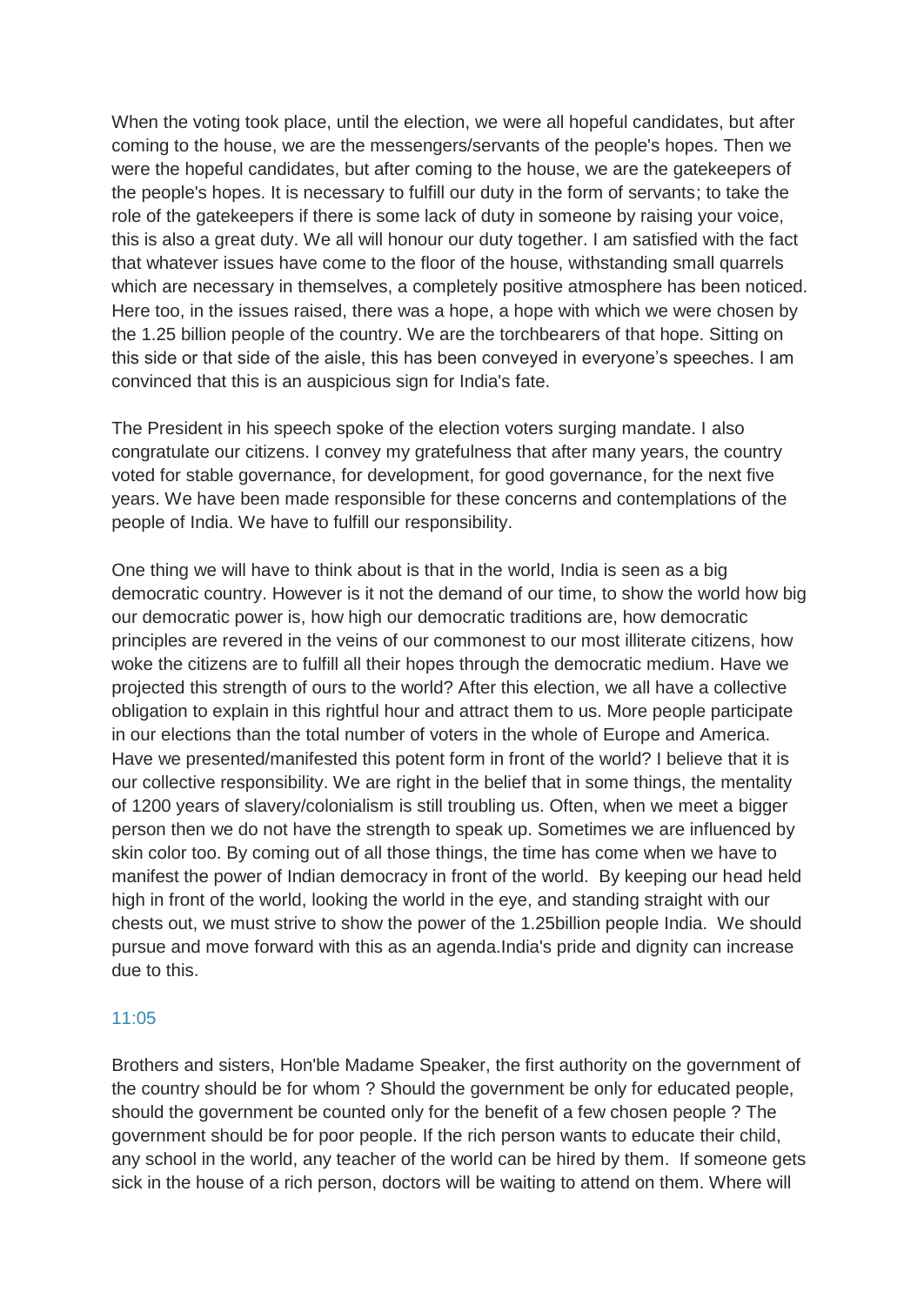When the voting took place, until the election, we were all hopeful candidates, but after coming to the house, we are the messengers/servants of the people's hopes. Then we were the hopeful candidates, but after coming to the house, we are the gatekeepers of the people's hopes. It is necessary to fulfill our duty in the form of servants; to take the role of the gatekeepers if there is some lack of duty in someone by raising your voice, this is also a great duty. We all will honour our duty together. I am satisfied with the fact that whatever issues have come to the floor of the house, withstanding small quarrels which are necessary in themselves, a completely positive atmosphere has been noticed. Here too, in the issues raised, there was a hope, a hope with which we were chosen by the 1.25 billion people of the country. We are the torchbearers of that hope. Sitting on this side or that side of the aisle, this has been conveyed in everyone's speeches. I am convinced that this is an auspicious sign for India's fate.

The President in his speech spoke of the election voters surging mandate. I also congratulate our citizens. I convey my gratefulness that after many years, the country voted for stable governance, for development, for good governance, for the next five years. We have been made responsible for these concerns and contemplations of the people of India. We have to fulfill our responsibility.

One thing we will have to think about is that in the world, India is seen as a big democratic country. However is it not the demand of our time, to show the world how big our democratic power is, how high our democratic traditions are, how democratic principles are revered in the veins of our commonest to our most illiterate citizens, how woke the citizens are to fulfill all their hopes through the democratic medium. Have we projected this strength of ours to the world? After this election, we all have a collective obligation to explain in this rightful hour and attract them to us. More people participate in our elections than the total number of voters in the whole of Europe and America. Have we presented/manifested this potent form in front of the world? I believe that it is our collective responsibility. We are right in the belief that in some things, the mentality of 1200 years of slavery/colonialism is still troubling us. Often, when we meet a bigger person then we do not have the strength to speak up. Sometimes we are influenced by skin color too. By coming out of all those things, the time has come when we have to manifest the power of Indian democracy in front of the world. By keeping our head held high in front of the world, looking the world in the eye, and standing straight with our chests out, we must strive to show the power of the 1.25billion people India. We should pursue and move forward with this as an agenda.India's pride and dignity can increase due to this.

11:05

Brothers and sisters, Hon'ble Madame Speaker, the first authority on the government of the country should be for whom ? Should the government be only for educated people, should the government be counted only for the benefit of a few chosen people ? The government should be for poor people. If the rich person wants to educate their child, any school in the world, any teacher of the world can be hired by them. If someone gets sick in the house of a rich person, doctors will be waiting to attend on them. Where will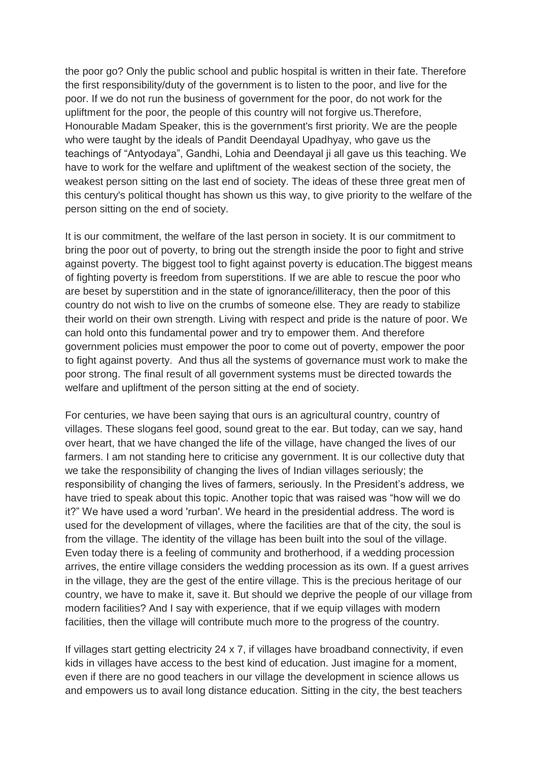the poor go? Only the public school and public hospital is written in their fate. Therefore the first responsibility/duty of the government is to listen to the poor, and live for the poor. If we do not run the business of government for the poor, do not work for the upliftment for the poor, the people of this country will not forgive us.Therefore, Honourable Madam Speaker, this is the government's first priority. We are the people who were taught by the ideals of Pandit Deendayal Upadhyay, who gave us the teachings of “Antyodaya”, Gandhi, Lohia and Deendayal ji all gave us this teaching. We have to work for the welfare and upliftment of the weakest section of the society, the weakest person sitting on the last end of society. The ideas of these three great men of this century's political thought has shown us this way, to give priority to the welfare of the person sitting on the end of society.

It is our commitment, the welfare of the last person in society. It is our commitment to bring the poor out of poverty, to bring out the strength inside the poor to fight and strive against poverty. The biggest tool to fight against poverty is education.The biggest means of fighting poverty is freedom from superstitions. If we are able to rescue the poor who are beset by superstition and in the state of ignorance/illiteracy, then the poor of this country do not wish to live on the crumbs of someone else. They are ready to stabilize their world on their own strength. Living with respect and pride is the nature of poor. We can hold onto this fundamental power and try to empower them. And therefore government policies must empower the poor to come out of poverty, empower the poor to fight against poverty. And thus all the systems of governance must work to make the poor strong. The final result of all government systems must be directed towards the welfare and upliftment of the person sitting at the end of society.

For centuries, we have been saying that ours is an agricultural country, country of villages. These slogans feel good, sound great to the ear. But today, can we say, hand over heart, that we have changed the life of the village, have changed the lives of our farmers. I am not standing here to criticise any government. It is our collective duty that we take the responsibility of changing the lives of Indian villages seriously; the responsibility of changing the lives of farmers, seriously. In the President’s address, we have tried to speak about this topic. Another topic that was raised was “how will we do it?” We have used a word 'rurban'. We heard in the presidential address. The word is used for the development of villages, where the facilities are that of the city, the soul is from the village. The identity of the village has been built into the soul of the village. Even today there is a feeling of community and brotherhood, if a wedding procession arrives, the entire village considers the wedding procession as its own. If a guest arrives in the village, they are the gest of the entire village. This is the precious heritage of our country, we have to make it, save it. But should we deprive the people of our village from modern facilities? And I say with experience, that if we equip villages with modern facilities, then the village will contribute much more to the progress of the country.

If villages start getting electricity 24 x 7, if villages have broadband connectivity, if even kids in villages have access to the best kind of education. Just imagine for a moment, even if there are no good teachers in our village the development in science allows us and empowers us to avail long distance education. Sitting in the city, the best teachers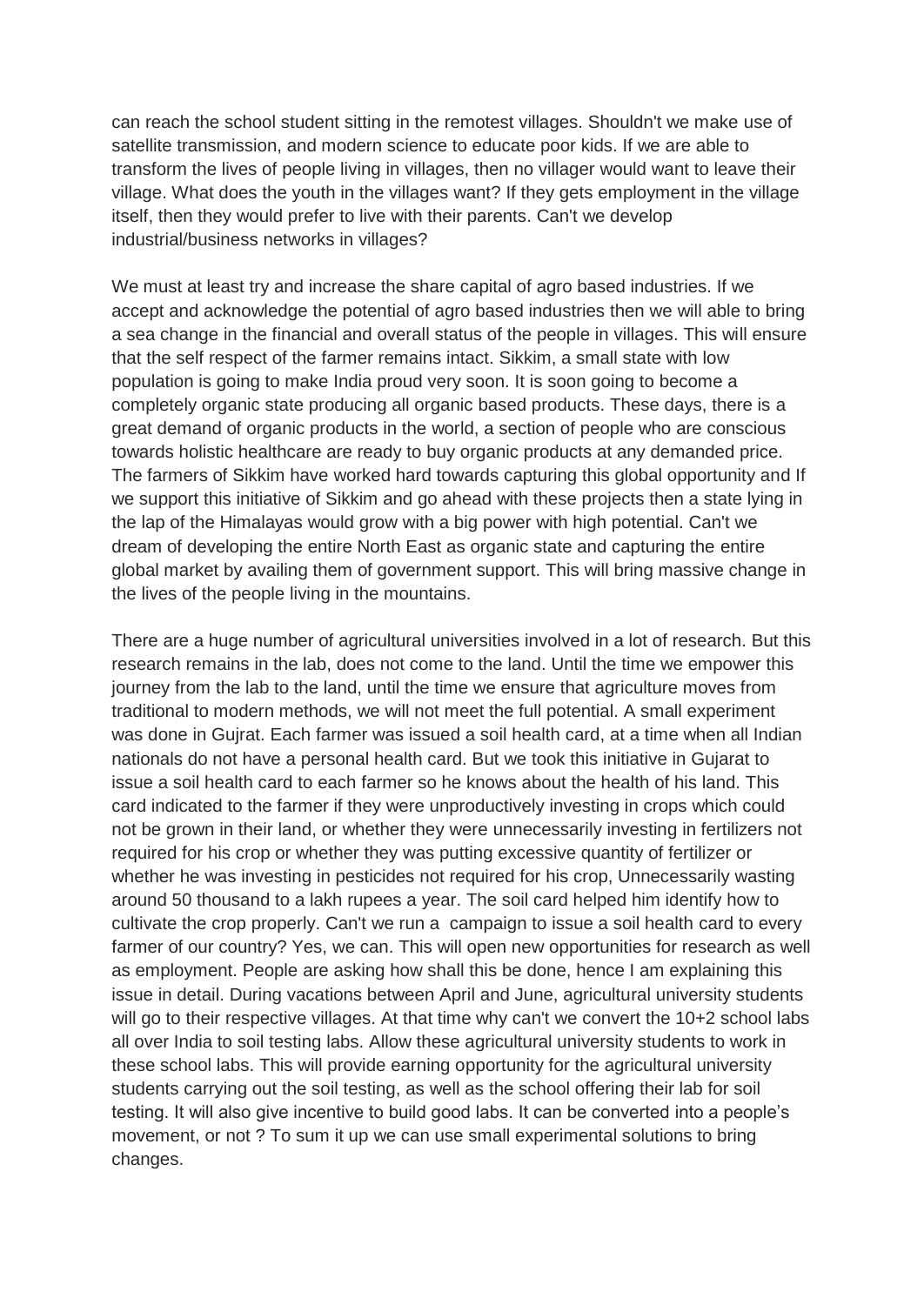can reach the school student sitting in the remotest villages. Shouldn't we make use of satellite transmission, and modern science to educate poor kids. If we are able to transform the lives of people living in villages, then no villager would want to leave their village. What does the youth in the villages want? If they gets employment in the village itself, then they would prefer to live with their parents. Can't we develop industrial/business networks in villages?

We must at least try and increase the share capital of agro based industries. If we accept and acknowledge the potential of agro based industries then we will able to bring a sea change in the financial and overall status of the people in villages. This will ensure that the self respect of the farmer remains intact. Sikkim, a small state with low population is going to make India proud very soon. It is soon going to become a completely organic state producing all organic based products. These days, there is a great demand of organic products in the world, a section of people who are conscious towards holistic healthcare are ready to buy organic products at any demanded price. The farmers of Sikkim have worked hard towards capturing this global opportunity and If we support this initiative of Sikkim and go ahead with these projects then a state lying in the lap of the Himalayas would grow with a big power with high potential. Can't we dream of developing the entire North East as organic state and capturing the entire global market by availing them of government support. This will bring massive change in the lives of the people living in the mountains.

There are a huge number of agricultural universities involved in a lot of research. But this research remains in the lab, does not come to the land. Until the time we empower this journey from the lab to the land, until the time we ensure that agriculture moves from traditional to modern methods, we will not meet the full potential. A small experiment was done in Gujrat. Each farmer was issued a soil health card, at a time when all Indian nationals do not have a personal health card. But we took this initiative in Gujarat to issue a soil health card to each farmer so he knows about the health of his land. This card indicated to the farmer if they were unproductively investing in crops which could not be grown in their land, or whether they were unnecessarily investing in fertilizers not required for his crop or whether they was putting excessive quantity of fertilizer or whether he was investing in pesticides not required for his crop, Unnecessarily wasting around 50 thousand to a lakh rupees a year. The soil card helped him identify how to cultivate the crop properly. Can't we run a campaign to issue a soil health card to every farmer of our country? Yes, we can. This will open new opportunities for research as well as employment. People are asking how shall this be done, hence I am explaining this issue in detail. During vacations between April and June, agricultural university students will go to their respective villages. At that time why can't we convert the 10+2 school labs all over India to soil testing labs. Allow these agricultural university students to work in these school labs. This will provide earning opportunity for the agricultural university students carrying out the soil testing, as well as the school offering their lab for soil testing. It will also give incentive to build good labs. It can be converted into a people's movement, or not ? To sum it up we can use small experimental solutions to bring changes.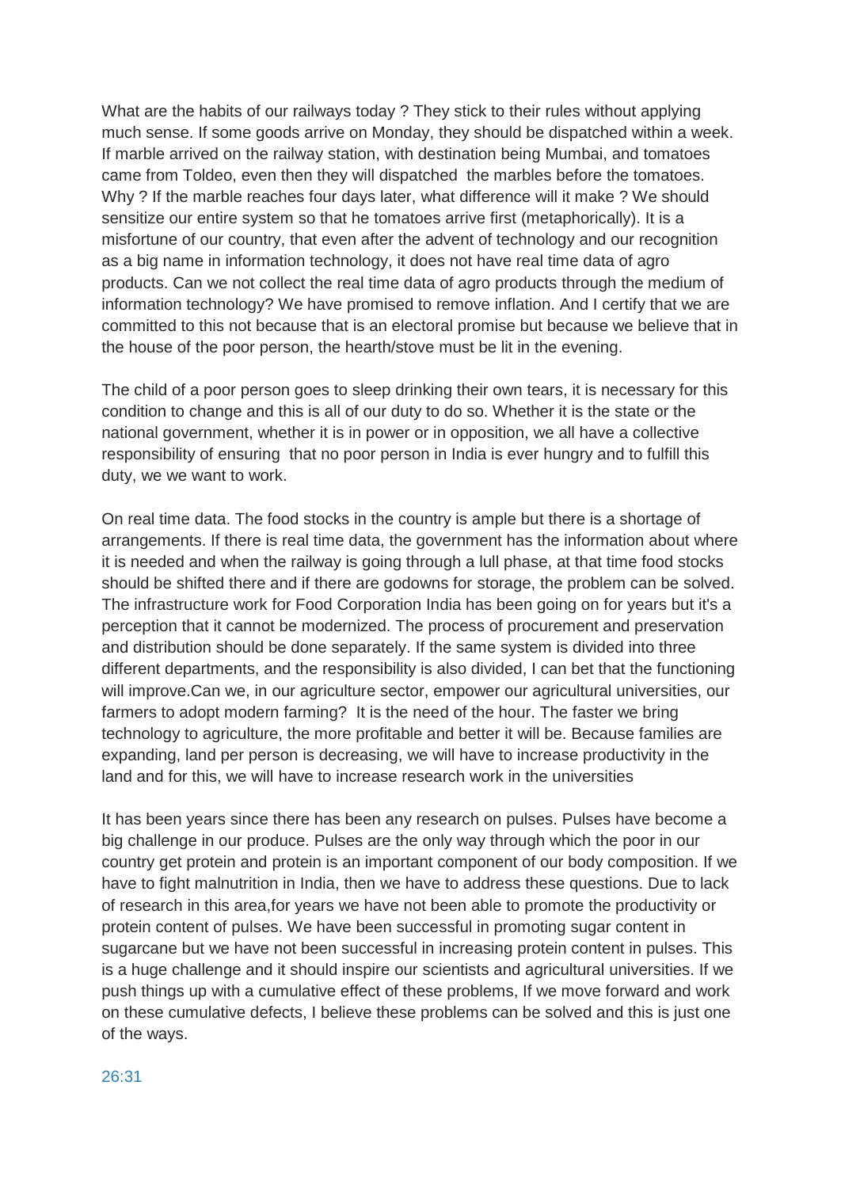What are the habits of our railways today ? They stick to their rules without applying much sense. If some goods arrive on Monday, they should be dispatched within a week. If marble arrived on the railway station, with destination being Mumbai, and tomatoes came from Toldeo, even then they will dispatched  the marbles before the tomatoes. Why ? If the marble reaches four days later, what difference will it make ? We should sensitize our entire system so that he tomatoes arrive first (metaphorically). It is a misfortune of our country, that even after the advent of technology and our recognition as a big name in information technology, it does not have real time data of agro products. Can we not collect the real time data of agro products through the medium of information technology? We have promised to remove inflation. And I certify that we are committed to this not because that is an electoral promise but because we believe that in the house of the poor person, the hearth/stove must be lit in the evening.

The child of a poor person goes to sleep drinking their own tears, it is necessary for this condition to change and this is all of our duty to do so. Whether it is the state or the national government, whether it is in power or in opposition, we all have a collective responsibility of ensuring  that no poor person in India is ever hungry and to fulfill this duty, we we want to work.

On real time data. The food stocks in the country is ample but there is a shortage of arrangements. If there is real time data, the government has the information about where it is needed and when the railway is going through a lull phase, at that time food stocks should be shifted there and if there are godowns for storage, the problem can be solved. The infrastructure work for Food Corporation India has been going on for years but it's a perception that it cannot be modernized. The process of procurement and preservation and distribution should be done separately. If the same system is divided into three different departments, and the responsibility is also divided, I can bet that the functioning will improve.Can we, in our agriculture sector, empower our agricultural universities, our farmers to adopt modern farming?  It is the need of the hour. The faster we bring technology to agriculture, the more profitable and better it will be. Because families are expanding, land per person is decreasing, we will have to increase productivity in the land and for this, we will have to increase research work in the universities

It has been years since there has been any research on pulses. Pulses have become a big challenge in our produce. Pulses are the only way through which the poor in our country get protein and protein is an important component of our body composition. If we have to fight malnutrition in India, then we have to address these questions. Due to lack of research in this area,for years we have not been able to promote the productivity or protein content of pulses. We have been successful in promoting sugar content in sugarcane but we have not been successful in increasing protein content in pulses. This is a huge challenge and it should inspire our scientists and agricultural universities. If we push things up with a cumulative effect of these problems, If we move forward and work on these cumulative defects, I believe these problems can be solved and this is just one of the ways.

26:31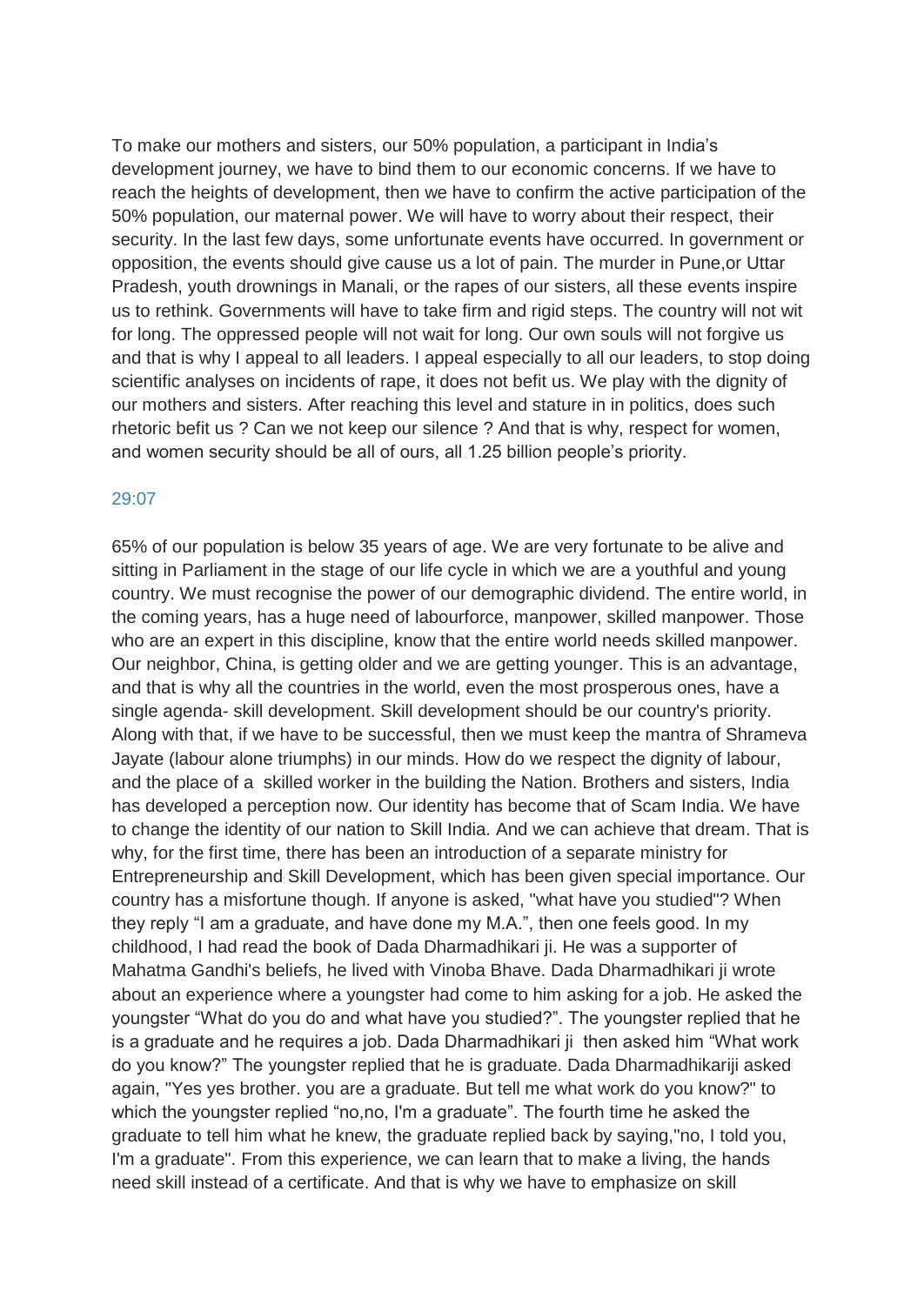To make our mothers and sisters, our 50% population, a participant in India's development journey, we have to bind them to our economic concerns. If we have to reach the heights of development, then we have to confirm the active participation of the 50% population, our maternal power. We will have to worry about their respect, their security. In the last few days, some unfortunate events have occurred. In government or opposition, the events should give cause us a lot of pain. The murder in Pune,or Uttar Pradesh, youth drownings in Manali, or the rapes of our sisters, all these events inspire us to rethink. Governments will have to take firm and rigid steps. The country will not wit for long. The oppressed people will not wait for long. Our own souls will not forgive us and that is why I appeal to all leaders. I appeal especially to all our leaders, to stop doing scientific analyses on incidents of rape, it does not befit us. We play with the dignity of our mothers and sisters. After reaching this level and stature in in politics, does such rhetoric befit us ? Can we not keep our silence ? And that is why, respect for women, and women security should be all of ours, all 1.25 billion people's priority.

29:07

65% of our population is below 35 years of age. We are very fortunate to be alive and sitting in Parliament in the stage of our life cycle in which we are a youthful and young country. We must recognise the power of our demographic dividend. The entire world, in the coming years, has a huge need of labourforce, manpower, skilled manpower. Those who are an expert in this discipline, know that the entire world needs skilled manpower. Our neighbor, China, is getting older and we are getting younger. This is an advantage, and that is why all the countries in the world, even the most prosperous ones, have a single agenda- skill development. Skill development should be our country's priority. Along with that, if we have to be successful, then we must keep the mantra of Shrameva Jayate (labour alone triumphs) in our minds. How do we respect the dignity of labour, and the place of a skilled worker in the building the Nation. Brothers and sisters, India has developed a perception now. Our identity has become that of Scam India. We have to change the identity of our nation to Skill India. And we can achieve that dream. That is why, for the first time, there has been an introduction of a separate ministry for Entrepreneurship and Skill Development, which has been given special importance. Our country has a misfortune though. If anyone is asked, "what have you studied"? When they reply "I am a graduate, and have done my M.A.", then one feels good. In my childhood, I had read the book of Dada Dharmadhikari ji. He was a supporter of Mahatma Gandhi's beliefs, he lived with Vinoba Bhave. Dada Dharmadhikari ji wrote about an experience where a youngster had come to him asking for a job. He asked the youngster "What do you do and what have you studied?". The youngster replied that he is a graduate and he requires a job. Dada Dharmadhikari ji then asked him "What work do you know?" The youngster replied that he is graduate. Dada Dharmadhikariji asked again, "Yes yes brother. you are a graduate. But tell me what work do you know?" to which the youngster replied "no,no, I'm a graduate". The fourth time he asked the graduate to tell him what he knew, the graduate replied back by saying,"no, I told you, I'm a graduate". From this experience, we can learn that to make a living, the hands need skill instead of a certificate. And that is why we have to emphasize on skill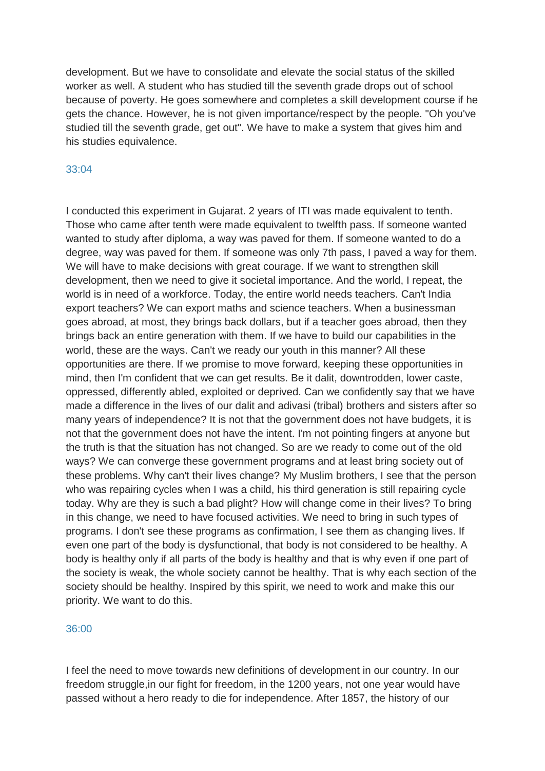development. But we have to consolidate and elevate the social status of the skilled worker as well. A student who has studied till the seventh grade drops out of school because of poverty. He goes somewhere and completes a skill development course if he gets the chance. However, he is not given importance/respect by the people. "Oh you've studied till the seventh grade, get out". We have to make a system that gives him and his studies equivalence.

33:04

I conducted this experiment in Gujarat. 2 years of ITI was made equivalent to tenth. Those who came after tenth were made equivalent to twelfth pass. If someone wanted wanted to study after diploma, a way was paved for them. If someone wanted to do a degree, way was paved for them. If someone was only 7th pass, I paved a way for them. We will have to make decisions with great courage. If we want to strengthen skill development, then we need to give it societal importance. And the world, I repeat, the world is in need of a workforce. Today, the entire world needs teachers. Can't India export teachers? We can export maths and science teachers. When a businessman goes abroad, at most, they brings back dollars, but if a teacher goes abroad, then they brings back an entire generation with them. If we have to build our capabilities in the world, these are the ways. Can't we ready our youth in this manner? All these opportunities are there. If we promise to move forward, keeping these opportunities in mind, then I'm confident that we can get results. Be it dalit, downtrodden, lower caste, oppressed, differently abled, exploited or deprived. Can we confidently say that we have made a difference in the lives of our dalit and adivasi (tribal) brothers and sisters after so many years of independence? It is not that the government does not have budgets, it is not that the government does not have the intent. I'm not pointing fingers at anyone but the truth is that the situation has not changed. So are we ready to come out of the old ways? We can converge these government programs and at least bring society out of these problems. Why can't their lives change? My Muslim brothers, I see that the person who was repairing cycles when I was a child, his third generation is still repairing cycle today. Why are they is such a bad plight? How will change come in their lives? To bring in this change, we need to have focused activities. We need to bring in such types of programs. I don't see these programs as confirmation, I see them as changing lives. If even one part of the body is dysfunctional, that body is not considered to be healthy. A body is healthy only if all parts of the body is healthy and that is why even if one part of the society is weak, the whole society cannot be healthy. That is why each section of the society should be healthy. Inspired by this spirit, we need to work and make this our priority. We want to do this.

36:00

I feel the need to move towards new definitions of development in our country. In our freedom struggle,in our fight for freedom, in the 1200 years, not one year would have passed without a hero ready to die for independence. After 1857, the history of our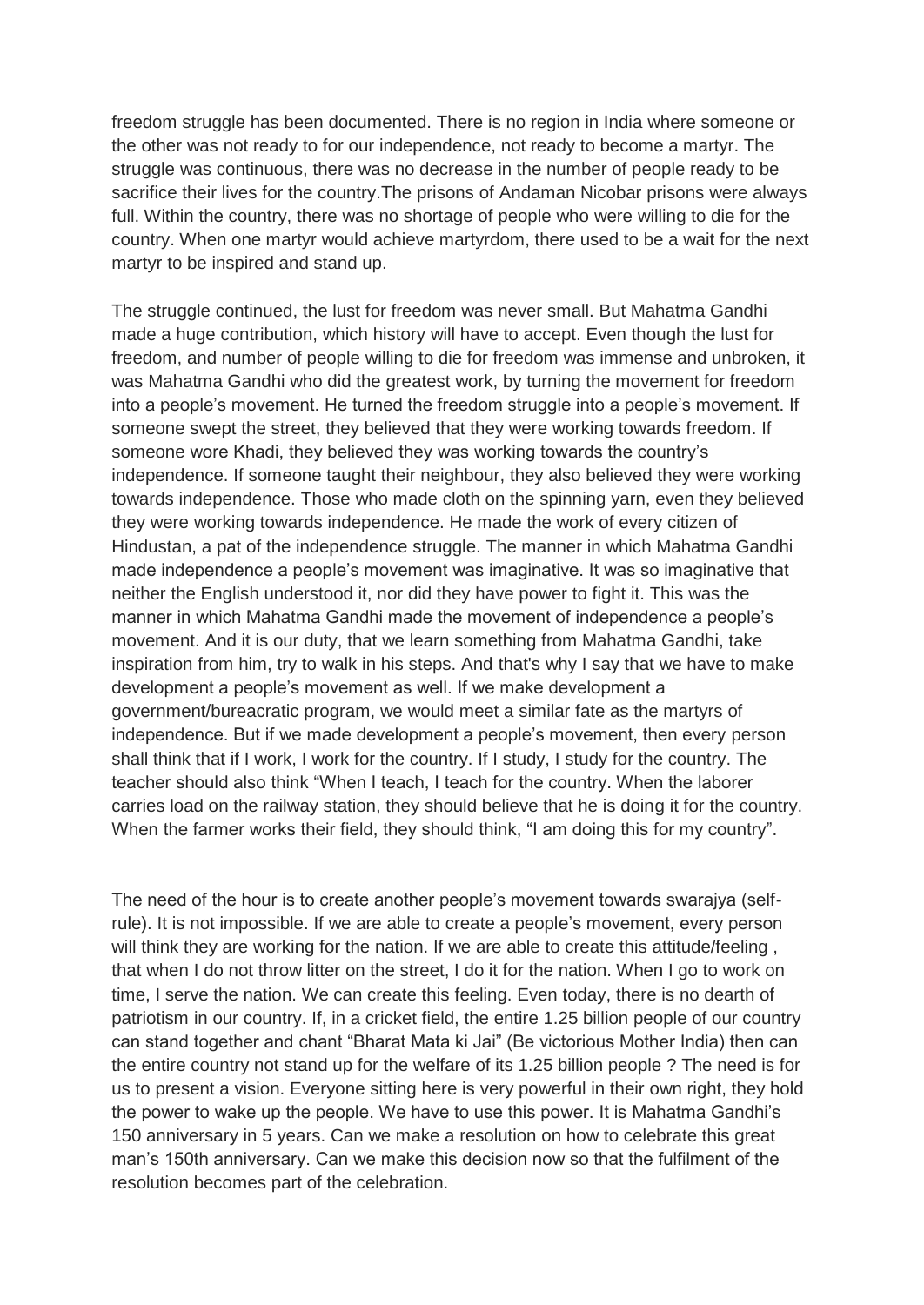freedom struggle has been documented. There is no region in India where someone or the other was not ready to for our independence, not ready to become a martyr. The struggle was continuous, there was no decrease in the number of people ready to be sacrifice their lives for the country.The prisons of Andaman Nicobar prisons were always full. Within the country, there was no shortage of people who were willing to die for the country. When one martyr would achieve martyrdom, there used to be a wait for the next martyr to be inspired and stand up.

The struggle continued, the lust for freedom was never small. But Mahatma Gandhi made a huge contribution, which history will have to accept. Even though the lust for freedom, and number of people willing to die for freedom was immense and unbroken, it was Mahatma Gandhi who did the greatest work, by turning the movement for freedom into a people's movement. He turned the freedom struggle into a people's movement. If someone swept the street, they believed that they were working towards freedom. If someone wore Khadi, they believed they was working towards the country's independence. If someone taught their neighbour, they also believed they were working towards independence. Those who made cloth on the spinning yarn, even they believed they were working towards independence. He made the work of every citizen of Hindustan, a pat of the independence struggle. The manner in which Mahatma Gandhi made independence a people's movement was imaginative. It was so imaginative that neither the English understood it, nor did they have power to fight it. This was the manner in which Mahatma Gandhi made the movement of independence a people's movement. And it is our duty, that we learn something from Mahatma Gandhi, take inspiration from him, try to walk in his steps. And that's why I say that we have to make development a people's movement as well. If we make development a government/bureacratic program, we would meet a similar fate as the martyrs of independence. But if we made development a people's movement, then every person shall think that if I work, I work for the country. If I study, I study for the country. The teacher should also think "When I teach, I teach for the country. When the laborer carries load on the railway station, they should believe that he is doing it for the country. When the farmer works their field, they should think, "I am doing this for my country".

The need of the hour is to create another people's movement towards swarajya (self-rule). It is not impossible. If we are able to create a people's movement, every person will think they are working for the nation. If we are able to create this attitude/feeling , that when I do not throw litter on the street, I do it for the nation. When I go to work on time, I serve the nation. We can create this feeling. Even today, there is no dearth of patriotism in our country. If, in a cricket field, the entire 1.25 billion people of our country can stand together and chant "Bharat Mata ki Jai" (Be victorious Mother India) then can the entire country not stand up for the welfare of its 1.25 billion people ? The need is for us to present a vision. Everyone sitting here is very powerful in their own right, they hold the power to wake up the people. We have to use this power. It is Mahatma Gandhi's 150 anniversary in 5 years. Can we make a resolution on how to celebrate this great man's 150th anniversary. Can we make this decision now so that the fulfilment of the resolution becomes part of the celebration.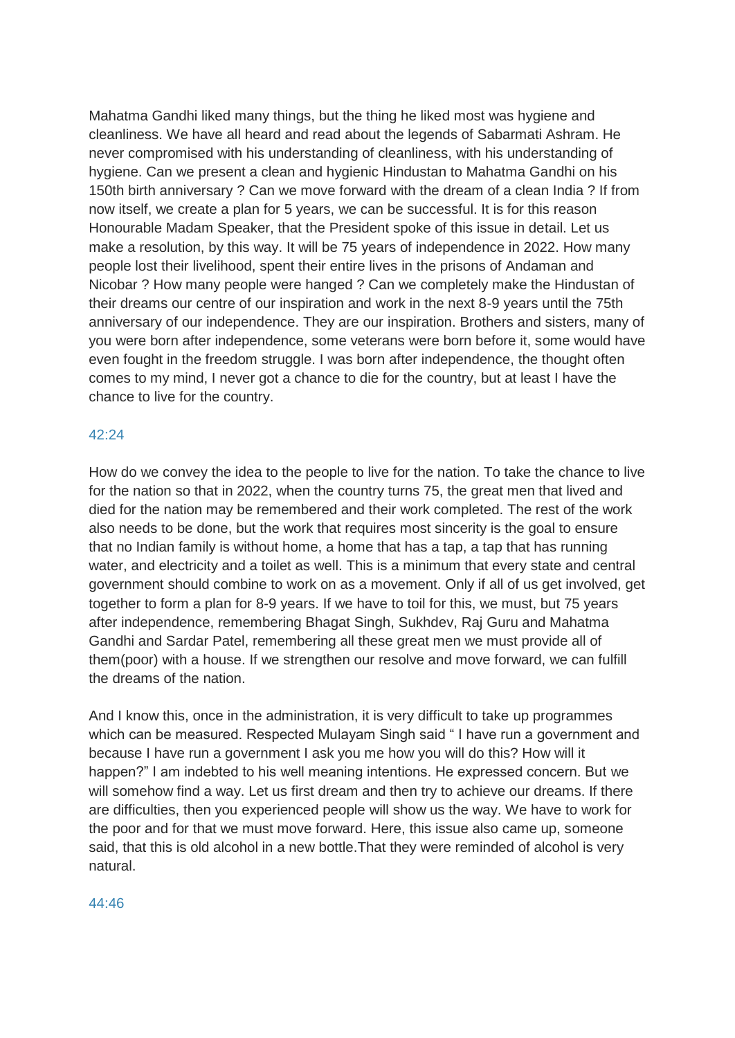Mahatma Gandhi liked many things, but the thing he liked most was hygiene and cleanliness. We have all heard and read about the legends of Sabarmati Ashram. He never compromised with his understanding of cleanliness, with his understanding of hygiene. Can we present a clean and hygienic Hindustan to Mahatma Gandhi on his 150th birth anniversary ? Can we move forward with the dream of a clean India ? If from now itself, we create a plan for 5 years, we can be successful. It is for this reason Honourable Madam Speaker, that the President spoke of this issue in detail. Let us make a resolution, by this way. It will be 75 years of independence in 2022. How many people lost their livelihood, spent their entire lives in the prisons of Andaman and Nicobar ? How many people were hanged ? Can we completely make the Hindustan of their dreams our centre of our inspiration and work in the next 8-9 years until the 75th anniversary of our independence. They are our inspiration. Brothers and sisters, many of you were born after independence, some veterans were born before it, some would have even fought in the freedom struggle. I was born after independence, the thought often comes to my mind, I never got a chance to die for the country, but at least I have the chance to live for the country.

42:24

How do we convey the idea to the people to live for the nation. To take the chance to live for the nation so that in 2022, when the country turns 75, the great men that lived and died for the nation may be remembered and their work completed. The rest of the work also needs to be done, but the work that requires most sincerity is the goal to ensure that no Indian family is without home, a home that has a tap, a tap that has running water, and electricity and a toilet as well. This is a minimum that every state and central government should combine to work on as a movement. Only if all of us get involved, get together to form a plan for 8-9 years. If we have to toil for this, we must, but 75 years after independence, remembering Bhagat Singh, Sukhdev, Raj Guru and Mahatma Gandhi and Sardar Patel, remembering all these great men we must provide all of them(poor) with a house. If we strengthen our resolve and move forward, we can fulfill the dreams of the nation.

And I know this, once in the administration, it is very difficult to take up programmes which can be measured. Respected Mulayam Singh said " I have run a government and because I have run a government I ask you me how you will do this? How will it happen?" I am indebted to his well meaning intentions. He expressed concern. But we will somehow find a way. Let us first dream and then try to achieve our dreams. If there are difficulties, then you experienced people will show us the way. We have to work for the poor and for that we must move forward. Here, this issue also came up, someone said, that this is old alcohol in a new bottle.That they were reminded of alcohol is very natural.

44:46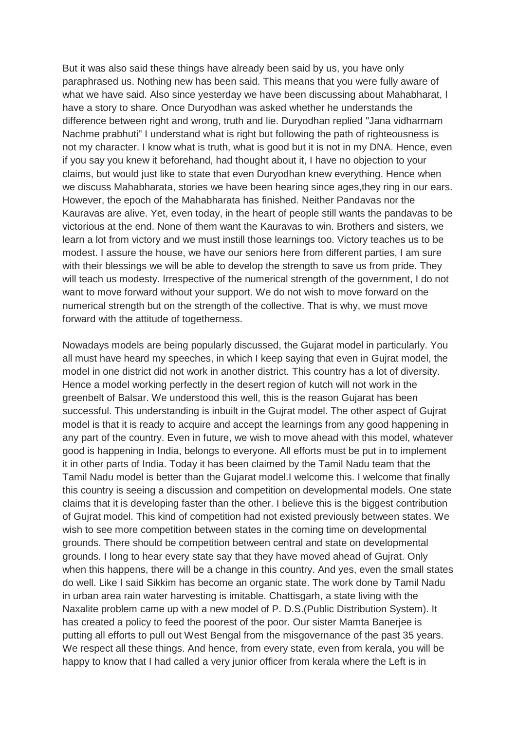But it was also said these things have already been said by us, you have only paraphrased us. Nothing new has been said. This means that you were fully aware of what we have said. Also since yesterday we have been discussing about Mahabharat, I have a story to share. Once Duryodhan was asked whether he understands the difference between right and wrong, truth and lie. Duryodhan replied "Jana vidharmam Nachme prabhuti" I understand what is right but following the path of righteousness is not my character. I know what is truth, what is good but it is not in my DNA. Hence, even if you say you knew it beforehand, had thought about it, I have no objection to your claims, but would just like to state that even Duryodhan knew everything. Hence when we discuss Mahabharata, stories we have been hearing since ages,they ring in our ears. However, the epoch of the Mahabharata has finished. Neither Pandavas nor the Kauravas are alive. Yet, even today, in the heart of people still wants the pandavas to be victorious at the end. None of them want the Kauravas to win. Brothers and sisters, we learn a lot from victory and we must instill those learnings too. Victory teaches us to be modest. I assure the house, we have our seniors here from different parties, I am sure with their blessings we will be able to develop the strength to save us from pride. They will teach us modesty. Irrespective of the numerical strength of the government, I do not want to move forward without your support. We do not wish to move forward on the numerical strength but on the strength of the collective. That is why, we must move forward with the attitude of togetherness.

Nowadays models are being popularly discussed, the Gujarat model in particularly. You all must have heard my speeches, in which I keep saying that even in Gujrat model, the model in one district did not work in another district. This country has a lot of diversity. Hence a model working perfectly in the desert region of kutch will not work in the greenbelt of Balsar. We understood this well, this is the reason Gujarat has been successful. This understanding is inbuilt in the Gujrat model. The other aspect of Gujrat model is that it is ready to acquire and accept the learnings from any good happening in any part of the country. Even in future, we wish to move ahead with this model, whatever good is happening in India, belongs to everyone. All efforts must be put in to implement it in other parts of India. Today it has been claimed by the Tamil Nadu team that the Tamil Nadu model is better than the Gujarat model.I welcome this. I welcome that finally this country is seeing a discussion and competition on developmental models. One state claims that it is developing faster than the other. I believe this is the biggest contribution of Gujrat model. This kind of competition had not existed previously between states. We wish to see more competition between states in the coming time on developmental grounds. There should be competition between central and state on developmental grounds. I long to hear every state say that they have moved ahead of Gujrat. Only when this happens, there will be a change in this country. And yes, even the small states do well. Like I said Sikkim has become an organic state. The work done by Tamil Nadu in urban area rain water harvesting is imitable. Chattisgarh, a state living with the Naxalite problem came up with a new model of P. D.S.(Public Distribution System). It has created a policy to feed the poorest of the poor. Our sister Mamta Banerjee is putting all efforts to pull out West Bengal from the misgovernance of the past 35 years. We respect all these things. And hence, from every state, even from kerala, you will be happy to know that I had called a very junior officer from kerala where the Left is in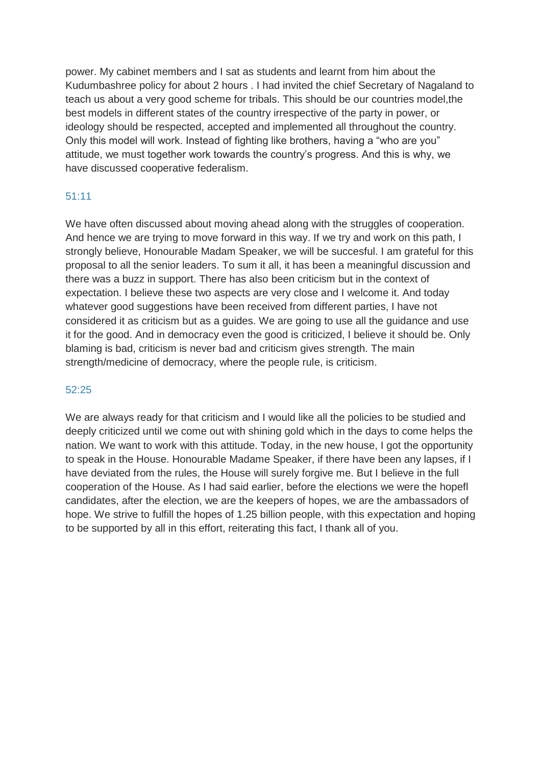power. My cabinet members and I sat as students and learnt from him about the Kudumbashree policy for about 2 hours . I had invited the chief Secretary of Nagaland to teach us about a very good scheme for tribals. This should be our countries model,the best models in different states of the country irrespective of the party in power, or ideology should be respected, accepted and implemented all throughout the country. Only this model will work. Instead of fighting like brothers, having a "who are you" attitude, we must together work towards the country's progress. And this is why, we have discussed cooperative federalism.

51:11

We have often discussed about moving ahead along with the struggles of cooperation. And hence we are trying to move forward in this way. If we try and work on this path, I strongly believe, Honourable Madam Speaker, we will be succesful. I am grateful for this proposal to all the senior leaders. To sum it all, it has been a meaningful discussion and there was a buzz in support. There has also been criticism but in the context of expectation. I believe these two aspects are very close and I welcome it. And today whatever good suggestions have been received from different parties, I have not considered it as criticism but as a guides. We are going to use all the guidance and use it for the good. And in democracy even the good is criticized, I believe it should be. Only blaming is bad, criticism is never bad and criticism gives strength. The main strength/medicine of democracy, where the people rule, is criticism.

52:25

We are always ready for that criticism and I would like all the policies to be studied and deeply criticized until we come out with shining gold which in the days to come helps the nation. We want to work with this attitude. Today, in the new house, I got the opportunity to speak in the House. Honourable Madame Speaker, if there have been any lapses, if I have deviated from the rules, the House will surely forgive me. But I believe in the full cooperation of the House. As I had said earlier, before the elections we were the hopefl candidates, after the election, we are the keepers of hopes, we are the ambassadors of hope. We strive to fulfill the hopes of 1.25 billion people, with this expectation and hoping to be supported by all in this effort, reiterating this fact, I thank all of you.